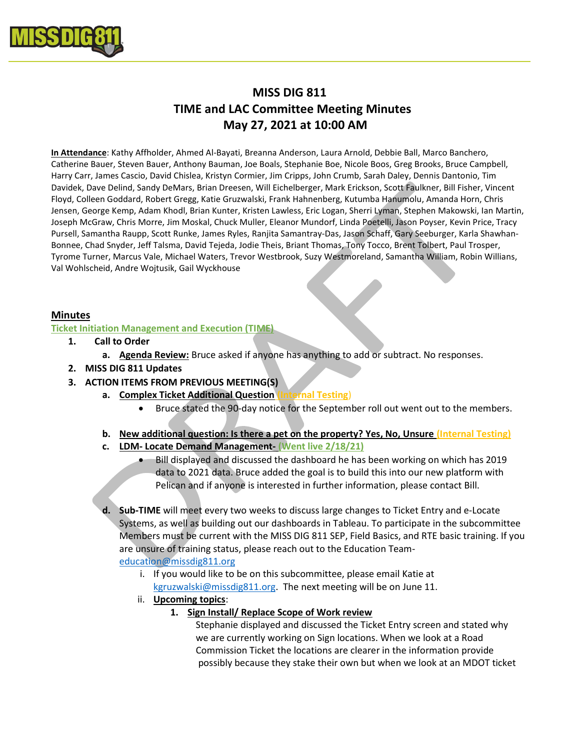# MISS DIG 811
# TIME and LAC Committee Meeting Minutes
# May 27, 2021 at 10:00 AM

**In Attendance**: Kathy Affholder, Ahmed Al-Bayati, Breanna Anderson, Laura Arnold, Debbie Ball, Marco Banchero, Catherine Bauer, Steven Bauer, Anthony Bauman, Joe Boals, Stephanie Boe, Nicole Boos, Greg Brooks, Bruce Campbell, Harry Carr, James Cascio, David Chislea, Kristyn Cormier, Jim Cripps, John Crumb, Sarah Daley, Dennis Dantonio, Tim Davidek, Dave Delind, Sandy DeMars, Brian Dreesen, Will Eichelberger, Mark Erickson, Scott Faulkner, Bill Fisher, Vincent Floyd, Colleen Goddard, Robert Gregg, Katie Gruzwalski, Frank Hahnenberg, Kutumba Hanumolu, Amanda Horn, Chris Jensen, George Kemp, Adam Khodl, Brian Kunter, Kristen Lawless, Eric Logan, Sherri Lyman, Stephen Makowski, Ian Martin, Joseph McGraw, Chris Morre, Jim Moskal, Chuck Muller, Eleanor Mundorf, Linda Poetelli, Jason Poyser, Kevin Price, Tracy Pursell, Samantha Raupp, Scott Runke, James Ryles, Ranjita Samantray-Das, Jason Schaff, Gary Seeburger, Karla Shawhan-Bonnee, Chad Snyder, Jeff Talsma, David Tejeda, Jodie Theis, Briant Thomas, Tony Tocco, Brent Tolbert, Paul Trosper, Tyrome Turner, Marcus Vale, Michael Waters, Trevor Westbrook, Suzy Westmoreland, Samantha William, Robin Williams, Val Wohlscheid, Andre Wojtusik, Gail Wyckhouse

## Minutes

### Ticket Initiation Management and Execution (TIME)

1. **Call to Order**
   a. **Agenda Review:** Bruce asked if anyone has anything to add or subtract. No responses.
2. **MISS DIG 811 Updates**
3. **ACTION ITEMS FROM PREVIOUS MEETING(S)**
   a. **Complex Ticket Additional Question** (Internal Testing)
      - Bruce stated the 90-day notice for the September roll out went out to the members.

   b. **New additional question: Is there a pet on the property? Yes, No, Unsure** (Internal Testing)
   c. **LDM- Locate Demand Management-** (Went live 2/18/21)
      - Bill displayed and discussed the dashboard he has been working on which has 2019 data to 2021 data. Bruce added the goal is to build this into our new platform with Pelican and if anyone is interested in further information, please contact Bill.

   d. **Sub-TIME** will meet every two weeks to discuss large changes to Ticket Entry and e-Locate Systems, as well as building out our dashboards in Tableau. To participate in the subcommittee Members must be current with the MISS DIG 811 SEP, Field Basics, and RTE basic training. If you are unsure of training status, please reach out to the Education Team- education@missdig811.org
      i. If you would like to be on this subcommittee, please email Katie at kgruzwalski@missdig811.org. The next meeting will be on June 11.
      ii. **Upcoming topics**:
         1. **Sign Install/ Replace Scope of Work review**
            Stephanie displayed and discussed the Ticket Entry screen and stated why we are currently working on Sign locations. When we look at a Road Commission Ticket the locations are clearer in the information provide possibly because they stake their own but when we look at an MDOT ticket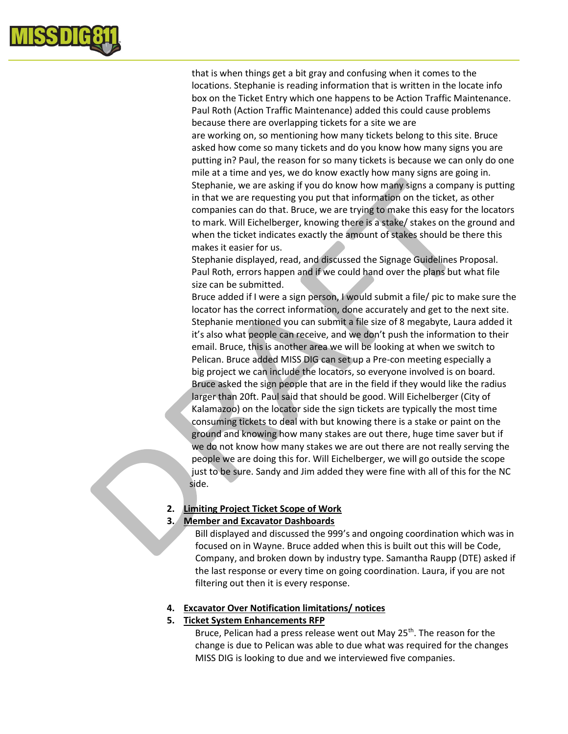that is when things get a bit gray and confusing when it comes to the locations. Stephanie is reading information that is written in the locate info box on the Ticket Entry which one happens to be Action Traffic Maintenance. Paul Roth (Action Traffic Maintenance) added this could cause problems because there are overlapping tickets for a site we are are working on, so mentioning how many tickets belong to this site. Bruce asked how come so many tickets and do you know how many signs you are putting in? Paul, the reason for so many tickets is because we can only do one mile at a time and yes, we do know exactly how many signs are going in. Stephanie, we are asking if you do know how many signs a company is putting in that we are requesting you put that information on the ticket, as other companies can do that. Bruce, we are trying to make this easy for the locators to mark. Will Eichelberger, knowing there is a stake/ stakes on the ground and when the ticket indicates exactly the amount of stakes should be there this makes it easier for us.

Stephanie displayed, read, and discussed the Signage Guidelines Proposal. Paul Roth, errors happen and if we could hand over the plans but what file size can be submitted.

Bruce added if I were a sign person, I would submit a file/ pic to make sure the locator has the correct information, done accurately and get to the next site. Stephanie mentioned you can submit a file size of 8 megabyte, Laura added it it's also what people can receive, and we don't push the information to their email. Bruce, this is another area we will be looking at when we switch to Pelican. Bruce added MISS DIG can set up a Pre-con meeting especially a big project we can include the locators, so everyone involved is on board. Bruce asked the sign people that are in the field if they would like the radius larger than 20ft. Paul said that should be good. Will Eichelberger (City of Kalamazoo) on the locator side the sign tickets are typically the most time consuming tickets to deal with but knowing there is a stake or paint on the ground and knowing how many stakes are out there, huge time saver but if we do not know how many stakes we are out there are not really serving the people we are doing this for. Will Eichelberger, we will go outside the scope just to be sure. Sandy and Jim added they were fine with all of this for the NC side.

2. **Limiting Project Ticket Scope of Work**
3. **Member and Excavator Dashboards**

   Bill displayed and discussed the 999's and ongoing coordination which was in focused on in Wayne. Bruce added when this is built out this will be Code, Company, and broken down by industry type. Samantha Raupp (DTE) asked if the last response or every time on going coordination. Laura, if you are not filtering out then it is every response.

4. **Excavator Over Notification limitations/ notices**
5. **Ticket System Enhancements RFP**

   Bruce, Pelican had a press release went out May 25th. The reason for the change is due to Pelican was able to due what was required for the changes MISS DIG is looking to due and we interviewed five companies.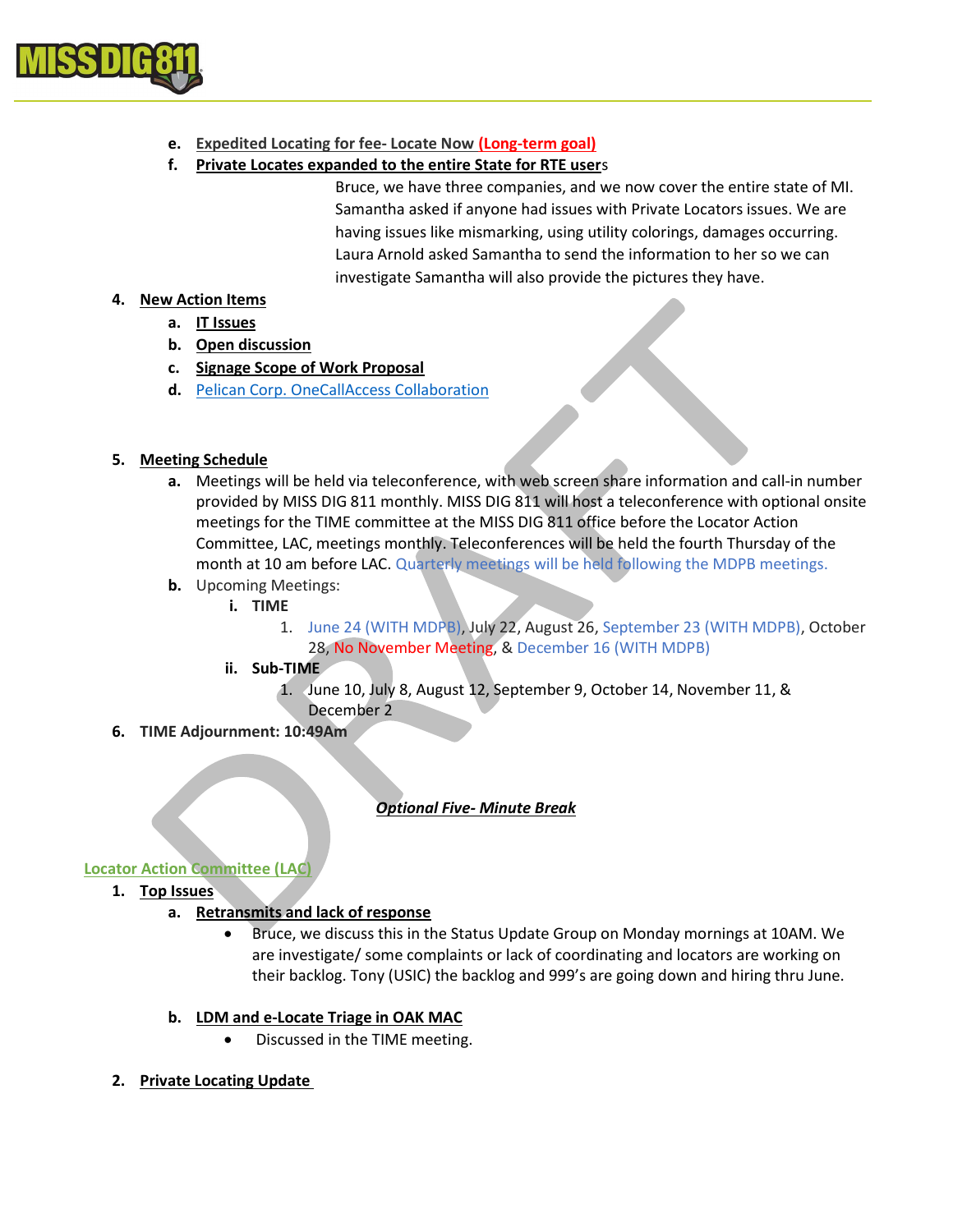e. Expedited Locating for fee- Locate Now **(Long-term goal)**

f. **Private Locates expanded to the entire State for RTE user**s

Bruce, we have three companies, and we now cover the entire state of MI. Samantha asked if anyone had issues with Private Locators issues. We are having issues like mismarking, using utility colorings, damages occurring. Laura Arnold asked Samantha to send the information to her so we can investigate Samantha will also provide the pictures they have.

4. **New Action Items**
   a. **IT Issues**
   b. **Open discussion**
   c. **Signage Scope of Work Proposal**
   d. Pelican Corp. OneCallAccess Collaboration

5. **Meeting Schedule**
   a. Meetings will be held via teleconference, with web screen share information and call-in number provided by MISS DIG 811 monthly. MISS DIG 811 will host a teleconference with optional onsite meetings for the TIME committee at the MISS DIG 811 office before the Locator Action Committee, LAC, meetings monthly. Teleconferences will be held the fourth Thursday of the month at 10 am before LAC. Quarterly meetings will be held following the MDPB meetings.
   b. Upcoming Meetings:
      i. **TIME**
         1. June 24 (WITH MDPB), July 22, August 26, September 23 (WITH MDPB), October 28, No November Meeting, & December 16 (WITH MDPB)
      ii. **Sub-TIME**
         1. June 10, July 8, August 12, September 9, October 14, November 11, & December 2

6. **TIME Adjournment: 10:49Am**

***Optional Five- Minute Break***

## Locator Action Committee (LAC)

1. **Top Issues**
   a. **Retransmits and lack of response**
      - Bruce, we discuss this in the Status Update Group on Monday mornings at 10AM. We are investigate/ some complaints or lack of coordinating and locators are working on their backlog. Tony (USIC) the backlog and 999's are going down and hiring thru June.

   b. **LDM and e-Locate Triage in OAK MAC**
      - Discussed in the TIME meeting.

2. **Private Locating Update**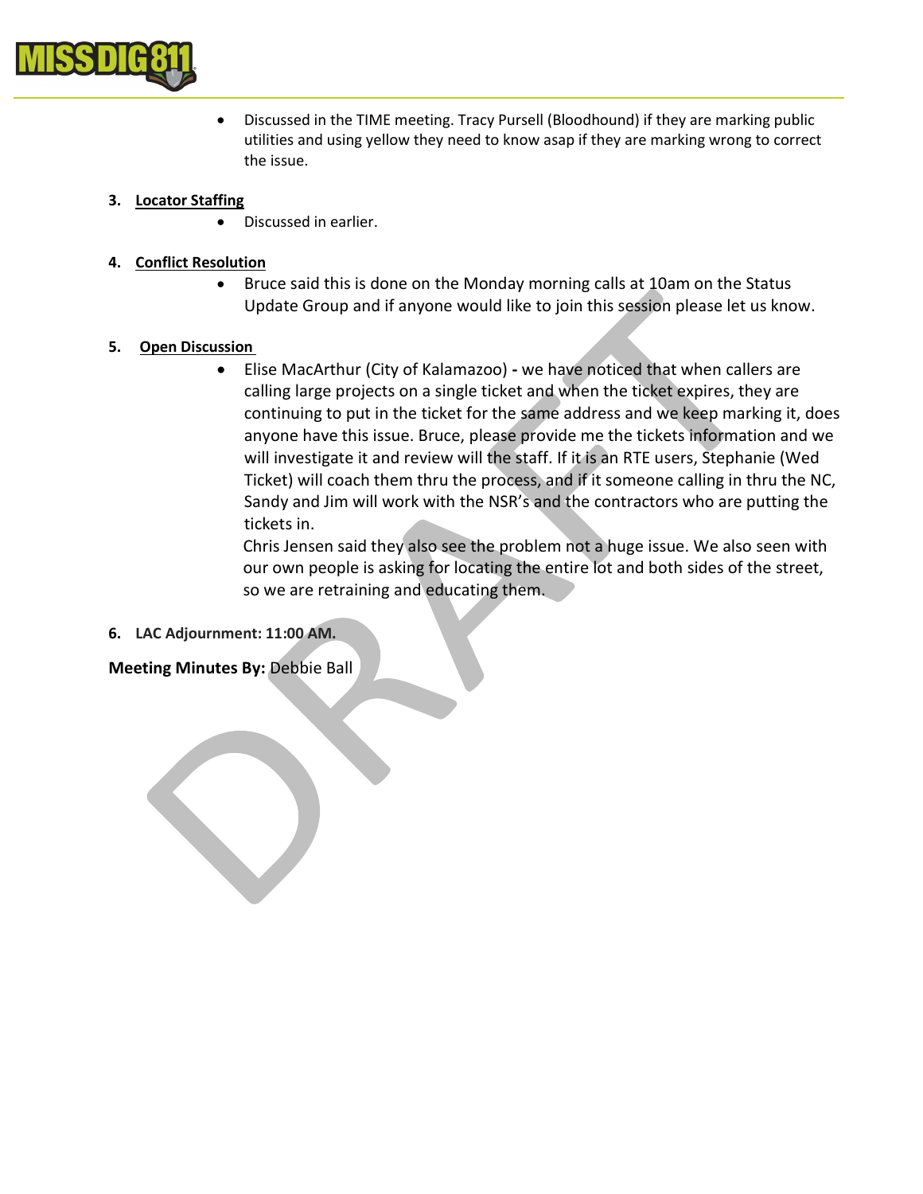- Discussed in the TIME meeting. Tracy Pursell (Bloodhound) if they are marking public utilities and using yellow they need to know asap if they are marking wrong to correct the issue.

3. **Locator Staffing**
   - Discussed in earlier.

4. **Conflict Resolution**
   - Bruce said this is done on the Monday morning calls at 10am on the Status Update Group and if anyone would like to join this session please let us know.

5. **Open Discussion**
   - Elise MacArthur (City of Kalamazoo) **-** we have noticed that when callers are calling large projects on a single ticket and when the ticket expires, they are continuing to put in the ticket for the same address and we keep marking it, does anyone have this issue. Bruce, please provide me the tickets information and we will investigate it and review will the staff. If it is an RTE users, Stephanie (Wed Ticket) will coach them thru the process, and if it someone calling in thru the NC, Sandy and Jim will work with the NSR's and the contractors who are putting the tickets in.

     Chris Jensen said they also see the problem not a huge issue. We also seen with our own people is asking for locating the entire lot and both sides of the street, so we are retraining and educating them.

6. **LAC Adjournment: 11:00 AM.**

**Meeting Minutes By:** Debbie Ball